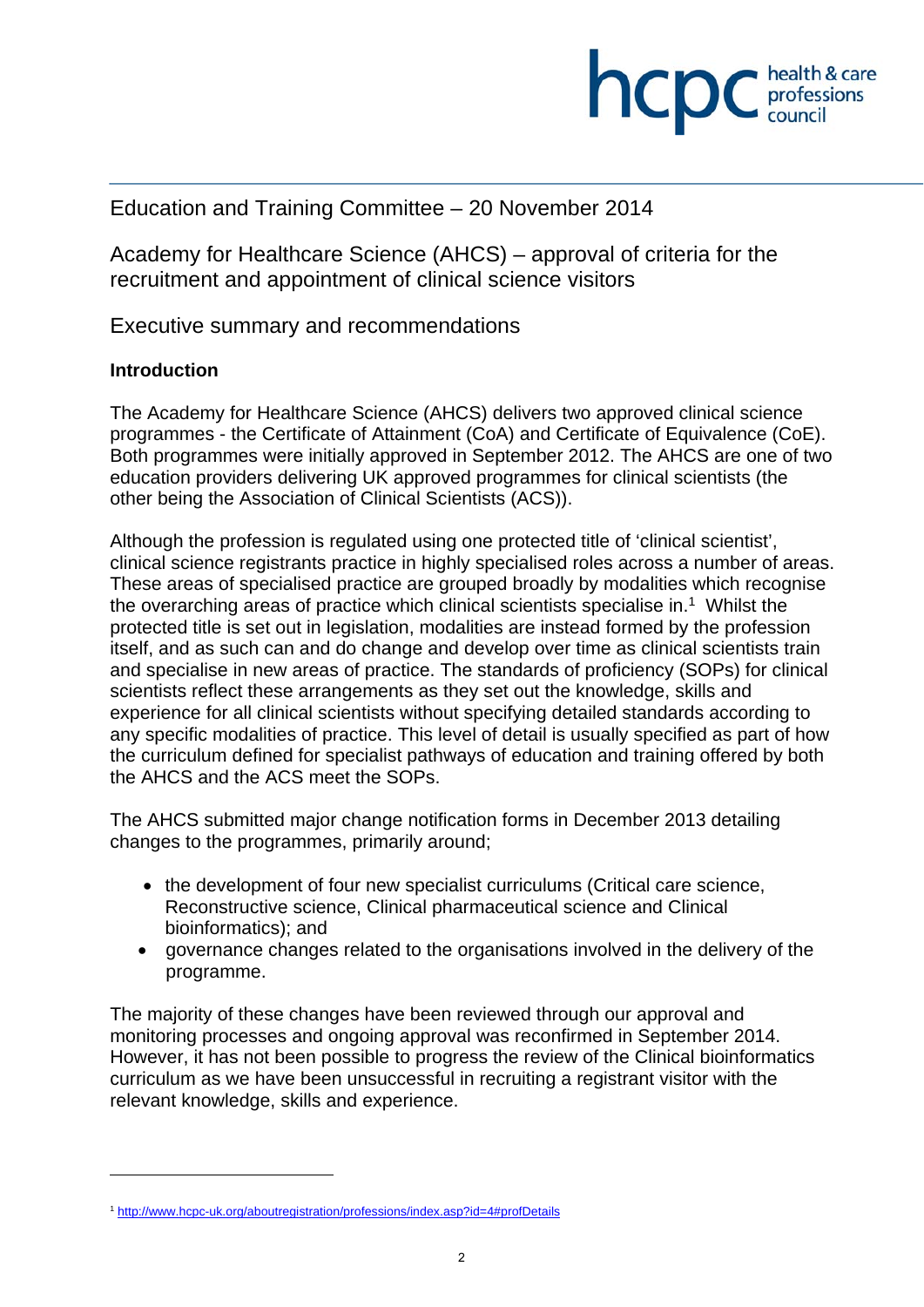Education and Training Committee – 20 November 2014

# Academy for Healthcare Science (AHCS) – approval of criteria for the recruitment and appointment of clinical science visitors

## Executive summary and recommendations

### Introduction

The Academy for Healthcare Science (AHCS) delivers two approved clinical science programmes - the Certificate of Attainment (CoA) and Certificate of Equivalence (CoE). Both programmes were initially approved in September 2012. The AHCS are one of two education providers delivering UK approved programmes for clinical scientists (the other being the Association of Clinical Scientists (ACS)).

Although the profession is regulated using one protected title of 'clinical scientist', clinical science registrants practice in highly specialised roles across a number of areas. These areas of specialised practice are grouped broadly by modalities which recognise the overarching areas of practice which clinical scientists specialise in.[1] Whilst the protected title is set out in legislation, modalities are instead formed by the profession itself, and as such can and do change and develop over time as clinical scientists train and specialise in new areas of practice. The standards of proficiency (SOPs) for clinical scientists reflect these arrangements as they set out the knowledge, skills and experience for all clinical scientists without specifying detailed standards according to any specific modalities of practice. This level of detail is usually specified as part of how the curriculum defined for specialist pathways of education and training offered by both the AHCS and the ACS meet the SOPs.

The AHCS submitted major change notification forms in December 2013 detailing changes to the programmes, primarily around;

- the development of four new specialist curriculums (Critical care science, Reconstructive science, Clinical pharmaceutical science and Clinical bioinformatics); and
- governance changes related to the organisations involved in the delivery of the programme.

The majority of these changes have been reviewed through our approval and monitoring processes and ongoing approval was reconfirmed in September 2014. However, it has not been possible to progress the review of the Clinical bioinformatics curriculum as we have been unsuccessful in recruiting a registrant visitor with the relevant knowledge, skills and experience.

---

[1] http://www.hcpc-uk.org/aboutregistration/professions/index.asp?id=4#profDetails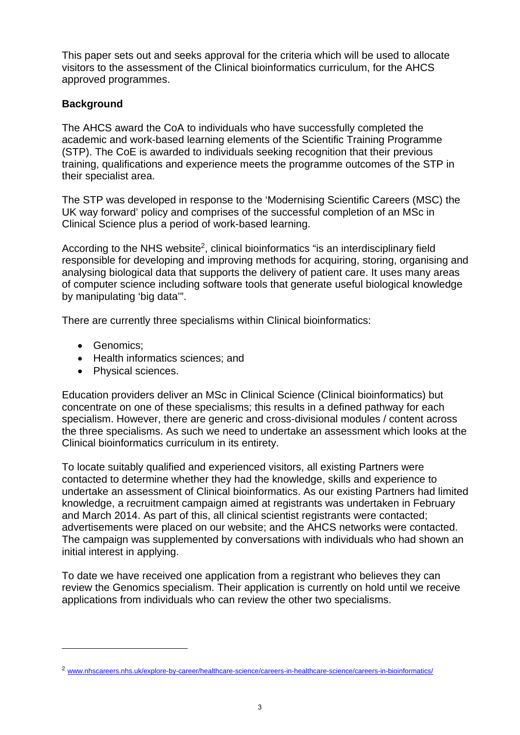This paper sets out and seeks approval for the criteria which will be used to allocate visitors to the assessment of the Clinical bioinformatics curriculum, for the AHCS approved programmes.

**Background**

The AHCS award the CoA to individuals who have successfully completed the academic and work-based learning elements of the Scientific Training Programme (STP). The CoE is awarded to individuals seeking recognition that their previous training, qualifications and experience meets the programme outcomes of the STP in their specialist area.

The STP was developed in response to the 'Modernising Scientific Careers (MSC) the UK way forward' policy and comprises of the successful completion of an MSc in Clinical Science plus a period of work-based learning.

According to the NHS website[2], clinical bioinformatics "is an interdisciplinary field responsible for developing and improving methods for acquiring, storing, organising and analysing biological data that supports the delivery of patient care. It uses many areas of computer science including software tools that generate useful biological knowledge by manipulating 'big data'".

There are currently three specialisms within Clinical bioinformatics:

- Genomics;
- Health informatics sciences; and
- Physical sciences.

Education providers deliver an MSc in Clinical Science (Clinical bioinformatics) but concentrate on one of these specialisms; this results in a defined pathway for each specialism. However, there are generic and cross-divisional modules / content across the three specialisms. As such we need to undertake an assessment which looks at the Clinical bioinformatics curriculum in its entirety.

To locate suitably qualified and experienced visitors, all existing Partners were contacted to determine whether they had the knowledge, skills and experience to undertake an assessment of Clinical bioinformatics. As our existing Partners had limited knowledge, a recruitment campaign aimed at registrants was undertaken in February and March 2014. As part of this, all clinical scientist registrants were contacted; advertisements were placed on our website; and the AHCS networks were contacted. The campaign was supplemented by conversations with individuals who had shown an initial interest in applying.

To date we have received one application from a registrant who believes they can review the Genomics specialism. Their application is currently on hold until we receive applications from individuals who can review the other two specialisms.

---

[2] www.nhscareers.nhs.uk/explore-by-career/healthcare-science/careers-in-healthcare-science/careers-in-bioinformatics/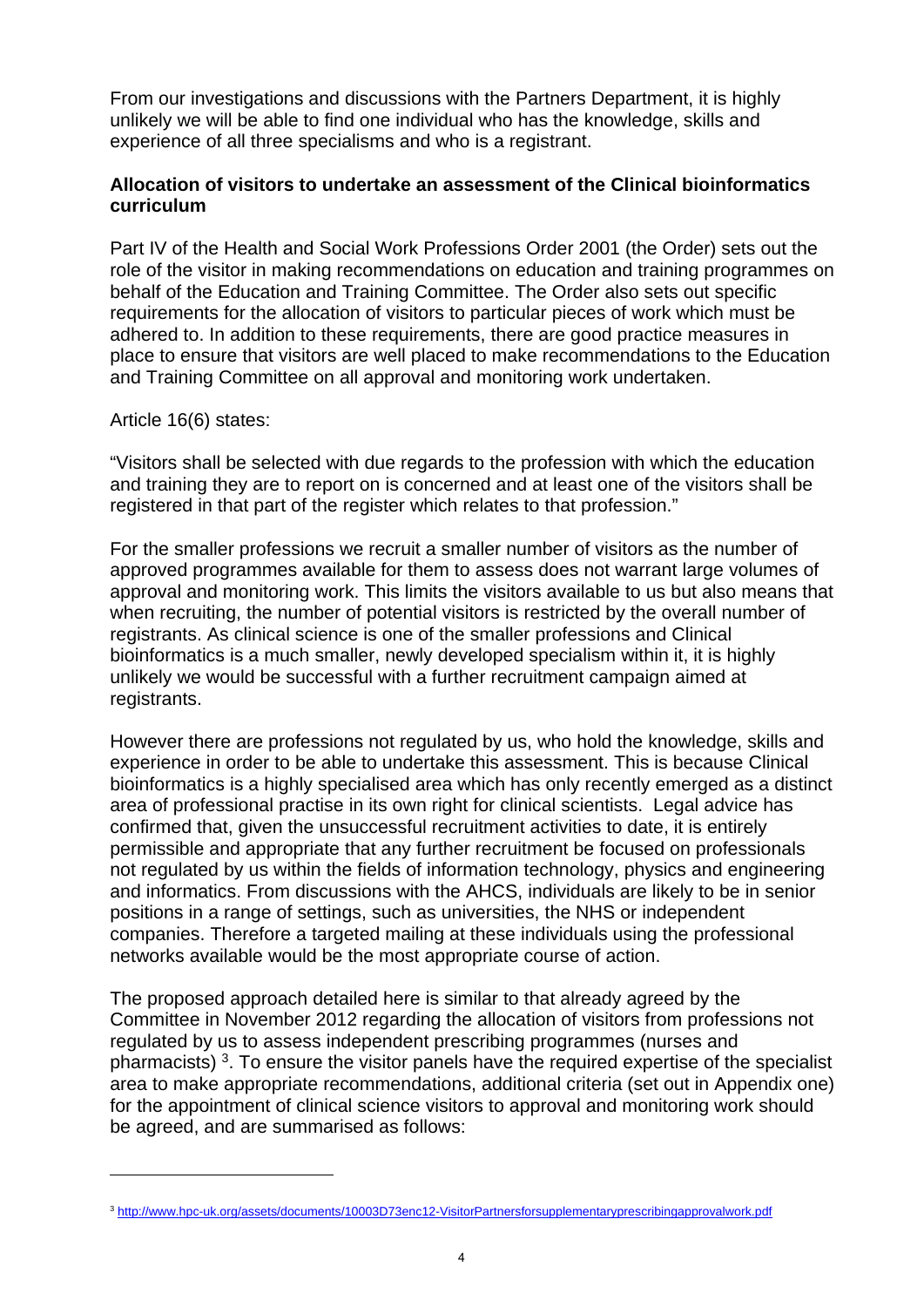From our investigations and discussions with the Partners Department, it is highly unlikely we will be able to find one individual who has the knowledge, skills and experience of all three specialisms and who is a registrant.

**Allocation of visitors to undertake an assessment of the Clinical bioinformatics curriculum**

Part IV of the Health and Social Work Professions Order 2001 (the Order) sets out the role of the visitor in making recommendations on education and training programmes on behalf of the Education and Training Committee. The Order also sets out specific requirements for the allocation of visitors to particular pieces of work which must be adhered to. In addition to these requirements, there are good practice measures in place to ensure that visitors are well placed to make recommendations to the Education and Training Committee on all approval and monitoring work undertaken.

Article 16(6) states:

"Visitors shall be selected with due regards to the profession with which the education and training they are to report on is concerned and at least one of the visitors shall be registered in that part of the register which relates to that profession."

For the smaller professions we recruit a smaller number of visitors as the number of approved programmes available for them to assess does not warrant large volumes of approval and monitoring work. This limits the visitors available to us but also means that when recruiting, the number of potential visitors is restricted by the overall number of registrants. As clinical science is one of the smaller professions and Clinical bioinformatics is a much smaller, newly developed specialism within it, it is highly unlikely we would be successful with a further recruitment campaign aimed at registrants.

However there are professions not regulated by us, who hold the knowledge, skills and experience in order to be able to undertake this assessment. This is because Clinical bioinformatics is a highly specialised area which has only recently emerged as a distinct area of professional practise in its own right for clinical scientists. Legal advice has confirmed that, given the unsuccessful recruitment activities to date, it is entirely permissible and appropriate that any further recruitment be focused on professionals not regulated by us within the fields of information technology, physics and engineering and informatics. From discussions with the AHCS, individuals are likely to be in senior positions in a range of settings, such as universities, the NHS or independent companies. Therefore a targeted mailing at these individuals using the professional networks available would be the most appropriate course of action.

The proposed approach detailed here is similar to that already agreed by the Committee in November 2012 regarding the allocation of visitors from professions not regulated by us to assess independent prescribing programmes (nurses and pharmacists) [3]. To ensure the visitor panels have the required expertise of the specialist area to make appropriate recommendations, additional criteria (set out in Appendix one) for the appointment of clinical science visitors to approval and monitoring work should be agreed, and are summarised as follows:

[3] http://www.hpc-uk.org/assets/documents/10003D73enc12-VisitorPartnersforsupplementaryprescribingapprovalwork.pdf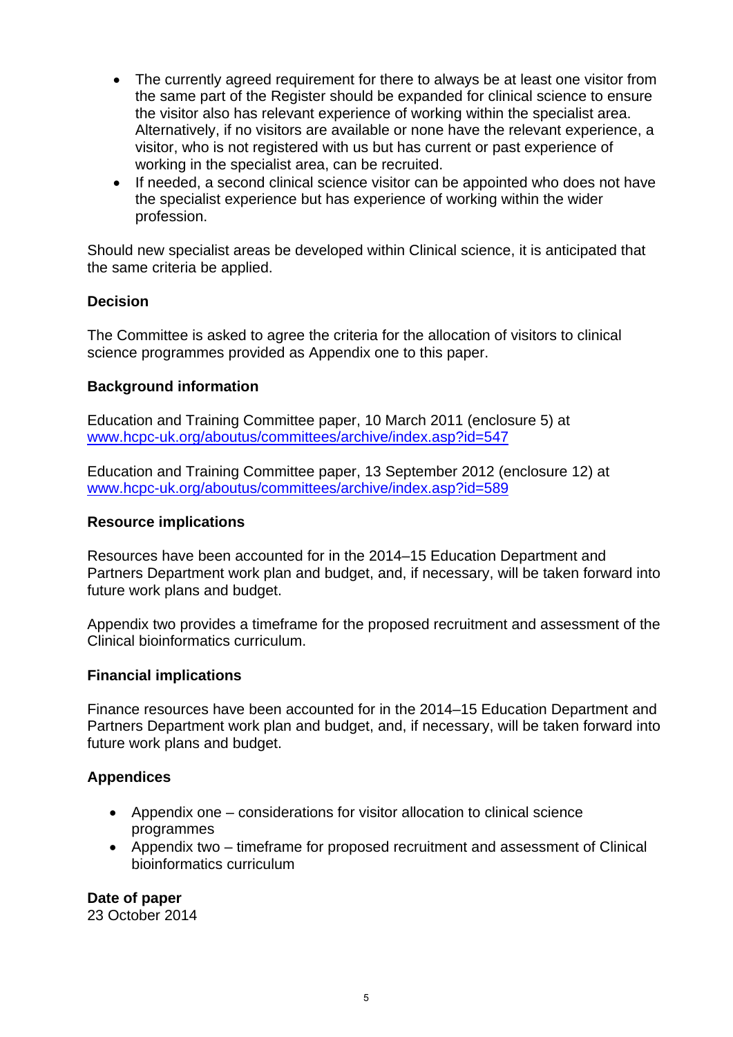- The currently agreed requirement for there to always be at least one visitor from the same part of the Register should be expanded for clinical science to ensure the visitor also has relevant experience of working within the specialist area. Alternatively, if no visitors are available or none have the relevant experience, a visitor, who is not registered with us but has current or past experience of working in the specialist area, can be recruited.
- If needed, a second clinical science visitor can be appointed who does not have the specialist experience but has experience of working within the wider profession.

Should new specialist areas be developed within Clinical science, it is anticipated that the same criteria be applied.

**Decision**

The Committee is asked to agree the criteria for the allocation of visitors to clinical science programmes provided as Appendix one to this paper.

**Background information**

Education and Training Committee paper, 10 March 2011 (enclosure 5) at www.hcpc-uk.org/aboutus/committees/archive/index.asp?id=547

Education and Training Committee paper, 13 September 2012 (enclosure 12) at www.hcpc-uk.org/aboutus/committees/archive/index.asp?id=589

**Resource implications**

Resources have been accounted for in the 2014–15 Education Department and Partners Department work plan and budget, and, if necessary, will be taken forward into future work plans and budget.

Appendix two provides a timeframe for the proposed recruitment and assessment of the Clinical bioinformatics curriculum.

**Financial implications**

Finance resources have been accounted for in the 2014–15 Education Department and Partners Department work plan and budget, and, if necessary, will be taken forward into future work plans and budget.

**Appendices**

- Appendix one – considerations for visitor allocation to clinical science programmes
- Appendix two – timeframe for proposed recruitment and assessment of Clinical bioinformatics curriculum

**Date of paper**
23 October 2014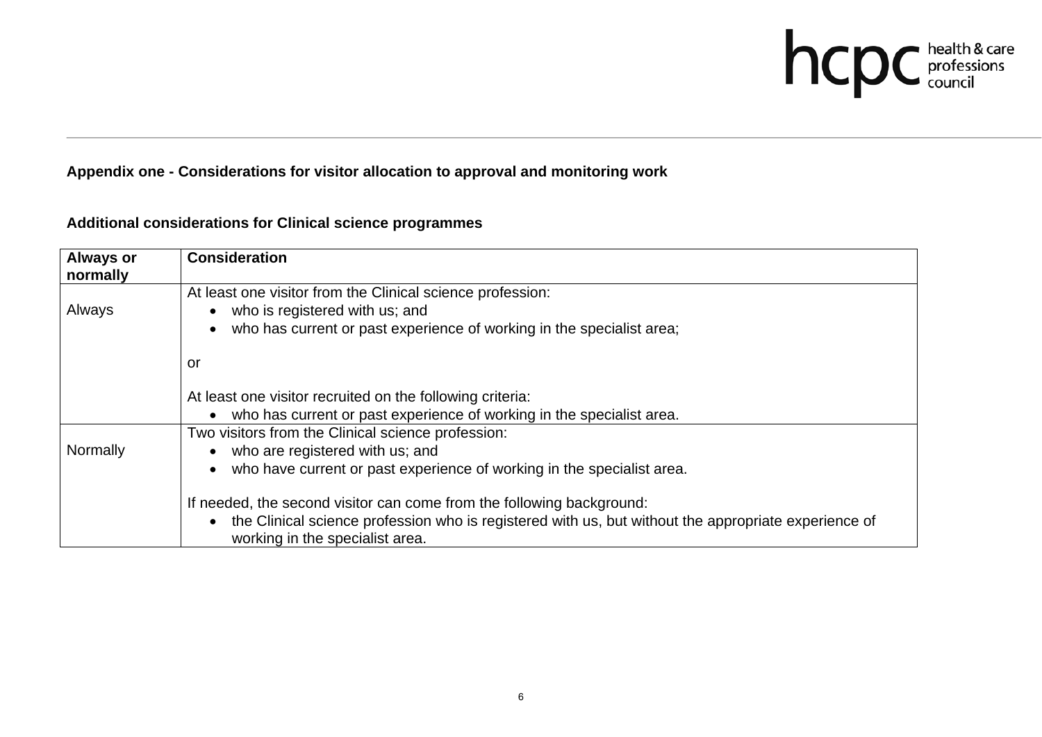**Appendix one - Considerations for visitor allocation to approval and monitoring work**

**Additional considerations for Clinical science programmes**

| Always or normally | Consideration |
|---|---|
| Always | At least one visitor from the Clinical science profession:<br>• who is registered with us; and<br>• who has current or past experience of working in the specialist area;<br><br>or<br><br>At least one visitor recruited on the following criteria:<br>• who has current or past experience of working in the specialist area. |
| Normally | Two visitors from the Clinical science profession:<br>• who are registered with us; and<br>• who have current or past experience of working in the specialist area.<br><br>If needed, the second visitor can come from the following background:<br>• the Clinical science profession who is registered with us, but without the appropriate experience of working in the specialist area. |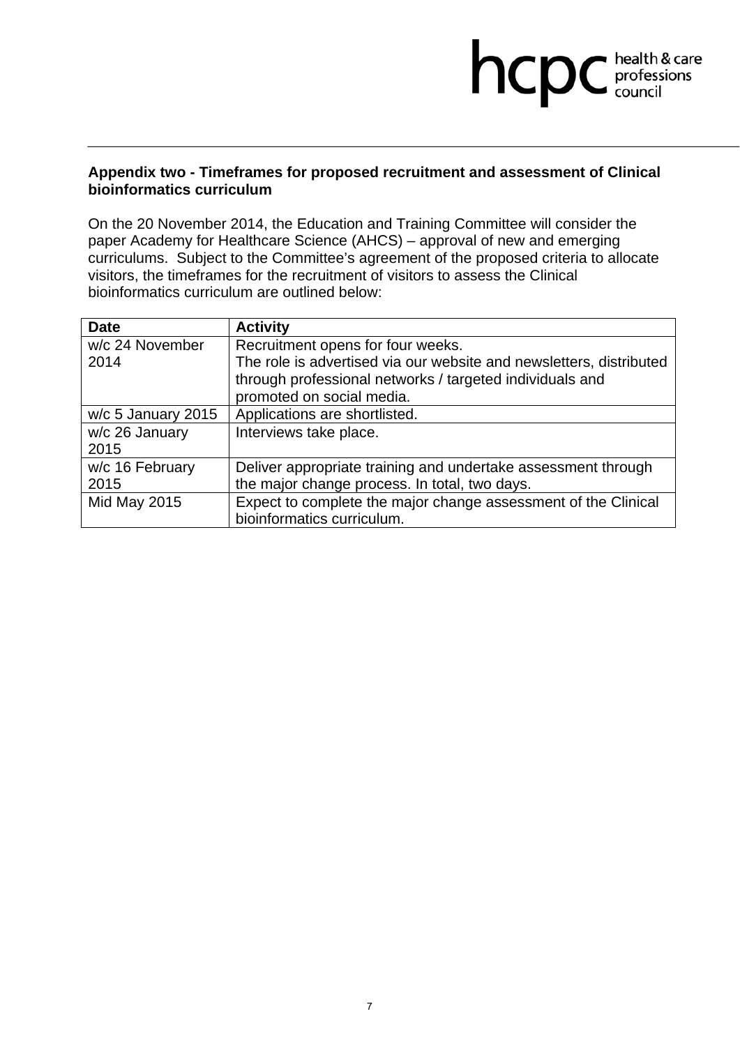**Appendix two - Timeframes for proposed recruitment and assessment of Clinical bioinformatics curriculum**

On the 20 November 2014, the Education and Training Committee will consider the paper Academy for Healthcare Science (AHCS) – approval of new and emerging curriculums. Subject to the Committee's agreement of the proposed criteria to allocate visitors, the timeframes for the recruitment of visitors to assess the Clinical bioinformatics curriculum are outlined below:

| Date | Activity |
|---|---|
| w/c 24 November 2014 | Recruitment opens for four weeks. The role is advertised via our website and newsletters, distributed through professional networks / targeted individuals and promoted on social media. |
| w/c 5 January 2015 | Applications are shortlisted. |
| w/c 26 January 2015 | Interviews take place. |
| w/c 16 February 2015 | Deliver appropriate training and undertake assessment through the major change process. In total, two days. |
| Mid May 2015 | Expect to complete the major change assessment of the Clinical bioinformatics curriculum. |